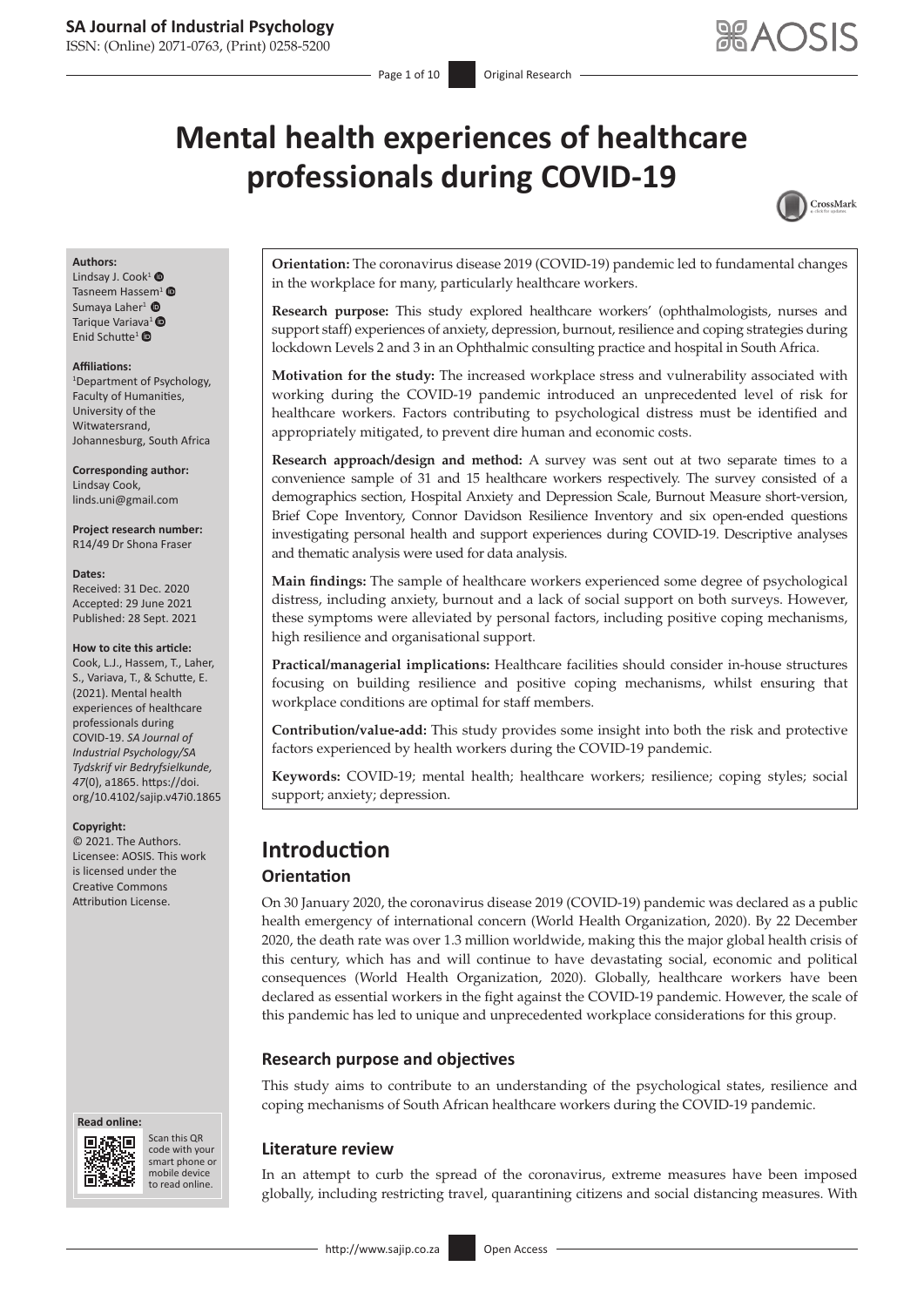# Mental health experiences of healthcare professionals during COVID-19

**Authors:**
Lindsay J. Cook[1]
Tasneem Hassem[1]
Sumaya Laher[1]
Tarique Variava[1]
Enid Schutte[1]

**Affiliations:**
[1]Department of Psychology, Faculty of Humanities, University of the Witwatersrand, Johannesburg, South Africa

**Corresponding author:**
Lindsay Cook,
linds.uni@gmail.com

**Project research number:**
R14/49 Dr Shona Fraser

**Dates:**
Received: 31 Dec. 2020
Accepted: 29 June 2021
Published: 28 Sept. 2021

**How to cite this article:**
Cook, L.J., Hassem, T., Laher, S., Variava, T., & Schutte, E. (2021). Mental health experiences of healthcare professionals during COVID-19. *SA Journal of Industrial Psychology/SA Tydskrif vir Bedryfsielkunde, 47*(0), a1865. https://doi.org/10.4102/sajip.v47i0.1865

**Copyright:**
© 2021. The Authors. Licensee: AOSIS. This work is licensed under the Creative Commons Attribution License.

**Orientation:** The coronavirus disease 2019 (COVID-19) pandemic led to fundamental changes in the workplace for many, particularly healthcare workers.

**Research purpose:** This study explored healthcare workers' (ophthalmologists, nurses and support staff) experiences of anxiety, depression, burnout, resilience and coping strategies during lockdown Levels 2 and 3 in an Ophthalmic consulting practice and hospital in South Africa.

**Motivation for the study:** The increased workplace stress and vulnerability associated with working during the COVID-19 pandemic introduced an unprecedented level of risk for healthcare workers. Factors contributing to psychological distress must be identified and appropriately mitigated, to prevent dire human and economic costs.

**Research approach/design and method:** A survey was sent out at two separate times to a convenience sample of 31 and 15 healthcare workers respectively. The survey consisted of a demographics section, Hospital Anxiety and Depression Scale, Burnout Measure short-version, Brief Cope Inventory, Connor Davidson Resilience Inventory and six open-ended questions investigating personal health and support experiences during COVID-19. Descriptive analyses and thematic analysis were used for data analysis.

**Main findings:** The sample of healthcare workers experienced some degree of psychological distress, including anxiety, burnout and a lack of social support on both surveys. However, these symptoms were alleviated by personal factors, including positive coping mechanisms, high resilience and organisational support.

**Practical/managerial implications:** Healthcare facilities should consider in-house structures focusing on building resilience and positive coping mechanisms, whilst ensuring that workplace conditions are optimal for staff members.

**Contribution/value-add:** This study provides some insight into both the risk and protective factors experienced by health workers during the COVID-19 pandemic.

**Keywords:** COVID-19; mental health; healthcare workers; resilience; coping styles; social support; anxiety; depression.

## Introduction

### Orientation

On 30 January 2020, the coronavirus disease 2019 (COVID-19) pandemic was declared as a public health emergency of international concern (World Health Organization, 2020). By 22 December 2020, the death rate was over 1.3 million worldwide, making this the major global health crisis of this century, which has and will continue to have devastating social, economic and political consequences (World Health Organization, 2020). Globally, healthcare workers have been declared as essential workers in the fight against the COVID-19 pandemic. However, the scale of this pandemic has led to unique and unprecedented workplace considerations for this group.

### Research purpose and objectives

This study aims to contribute to an understanding of the psychological states, resilience and coping mechanisms of South African healthcare workers during the COVID-19 pandemic.

### Literature review

In an attempt to curb the spread of the coronavirus, extreme measures have been imposed globally, including restricting travel, quarantining citizens and social distancing measures. With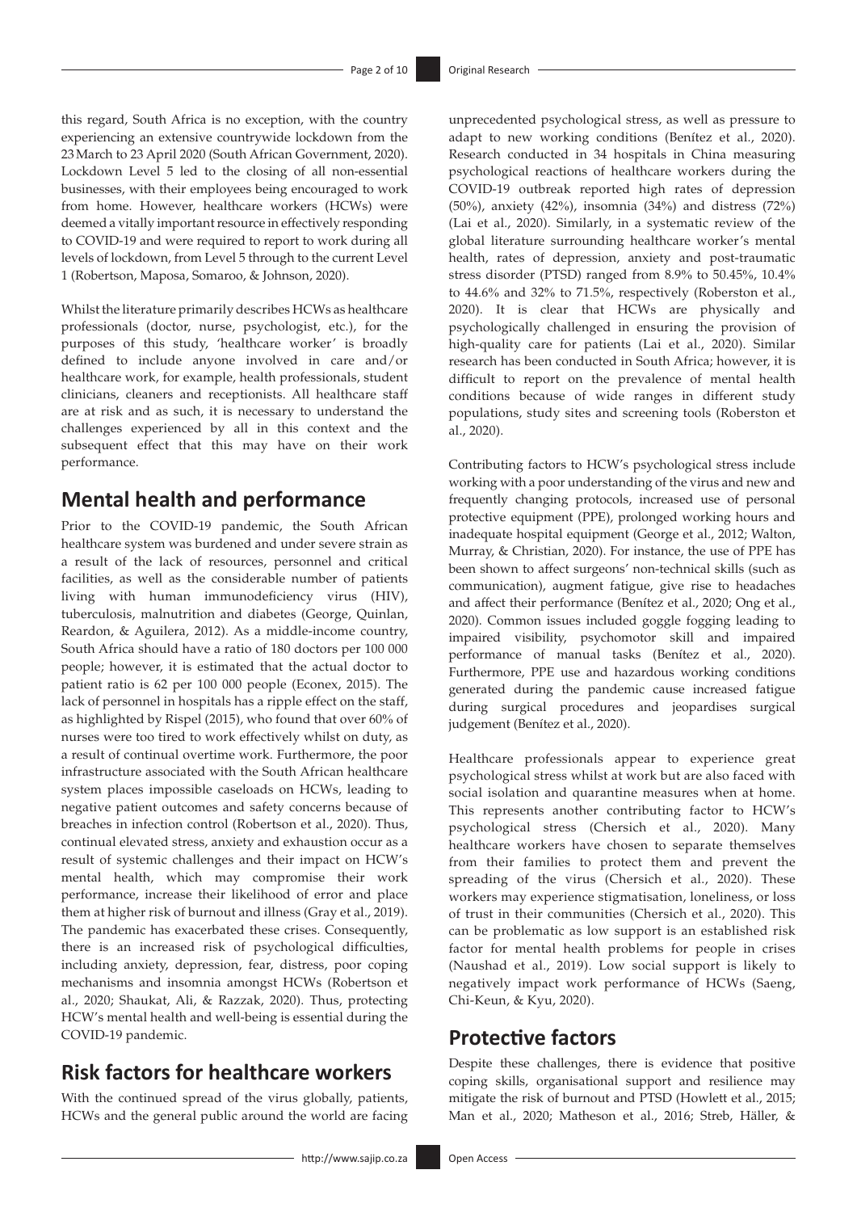this regard, South Africa is no exception, with the country experiencing an extensive countrywide lockdown from the 23 March to 23 April 2020 (South African Government, 2020). Lockdown Level 5 led to the closing of all non-essential businesses, with their employees being encouraged to work from home. However, healthcare workers (HCWs) were deemed a vitally important resource in effectively responding to COVID-19 and were required to report to work during all levels of lockdown, from Level 5 through to the current Level 1 (Robertson, Maposa, Somaroo, & Johnson, 2020).

Whilst the literature primarily describes HCWs as healthcare professionals (doctor, nurse, psychologist, etc.), for the purposes of this study, 'healthcare worker' is broadly defined to include anyone involved in care and/or healthcare work, for example, health professionals, student clinicians, cleaners and receptionists. All healthcare staff are at risk and as such, it is necessary to understand the challenges experienced by all in this context and the subsequent effect that this may have on their work performance.

## Mental health and performance

Prior to the COVID-19 pandemic, the South African healthcare system was burdened and under severe strain as a result of the lack of resources, personnel and critical facilities, as well as the considerable number of patients living with human immunodeficiency virus (HIV), tuberculosis, malnutrition and diabetes (George, Quinlan, Reardon, & Aguilera, 2012). As a middle-income country, South Africa should have a ratio of 180 doctors per 100 000 people; however, it is estimated that the actual doctor to patient ratio is 62 per 100 000 people (Econex, 2015). The lack of personnel in hospitals has a ripple effect on the staff, as highlighted by Rispel (2015), who found that over 60% of nurses were too tired to work effectively whilst on duty, as a result of continual overtime work. Furthermore, the poor infrastructure associated with the South African healthcare system places impossible caseloads on HCWs, leading to negative patient outcomes and safety concerns because of breaches in infection control (Robertson et al., 2020). Thus, continual elevated stress, anxiety and exhaustion occur as a result of systemic challenges and their impact on HCW's mental health, which may compromise their work performance, increase their likelihood of error and place them at higher risk of burnout and illness (Gray et al., 2019). The pandemic has exacerbated these crises. Consequently, there is an increased risk of psychological difficulties, including anxiety, depression, fear, distress, poor coping mechanisms and insomnia amongst HCWs (Robertson et al., 2020; Shaukat, Ali, & Razzak, 2020). Thus, protecting HCW's mental health and well-being is essential during the COVID-19 pandemic.

## Risk factors for healthcare workers

With the continued spread of the virus globally, patients, HCWs and the general public around the world are facing unprecedented psychological stress, as well as pressure to adapt to new working conditions (Benítez et al., 2020). Research conducted in 34 hospitals in China measuring psychological reactions of healthcare workers during the COVID-19 outbreak reported high rates of depression (50%), anxiety (42%), insomnia (34%) and distress (72%) (Lai et al., 2020). Similarly, in a systematic review of the global literature surrounding healthcare worker's mental health, rates of depression, anxiety and post-traumatic stress disorder (PTSD) ranged from 8.9% to 50.45%, 10.4% to 44.6% and 32% to 71.5%, respectively (Roberston et al., 2020). It is clear that HCWs are physically and psychologically challenged in ensuring the provision of high-quality care for patients (Lai et al., 2020). Similar research has been conducted in South Africa; however, it is difficult to report on the prevalence of mental health conditions because of wide ranges in different study populations, study sites and screening tools (Roberston et al., 2020).

Contributing factors to HCW's psychological stress include working with a poor understanding of the virus and new and frequently changing protocols, increased use of personal protective equipment (PPE), prolonged working hours and inadequate hospital equipment (George et al., 2012; Walton, Murray, & Christian, 2020). For instance, the use of PPE has been shown to affect surgeons' non-technical skills (such as communication), augment fatigue, give rise to headaches and affect their performance (Benítez et al., 2020; Ong et al., 2020). Common issues included goggle fogging leading to impaired visibility, psychomotor skill and impaired performance of manual tasks (Benítez et al., 2020). Furthermore, PPE use and hazardous working conditions generated during the pandemic cause increased fatigue during surgical procedures and jeopardises surgical judgement (Benítez et al., 2020).

Healthcare professionals appear to experience great psychological stress whilst at work but are also faced with social isolation and quarantine measures when at home. This represents another contributing factor to HCW's psychological stress (Chersich et al., 2020). Many healthcare workers have chosen to separate themselves from their families to protect them and prevent the spreading of the virus (Chersich et al., 2020). These workers may experience stigmatisation, loneliness, or loss of trust in their communities (Chersich et al., 2020). This can be problematic as low support is an established risk factor for mental health problems for people in crises (Naushad et al., 2019). Low social support is likely to negatively impact work performance of HCWs (Saeng, Chi-Keun, & Kyu, 2020).

## Protective factors

Despite these challenges, there is evidence that positive coping skills, organisational support and resilience may mitigate the risk of burnout and PTSD (Howlett et al., 2015; Man et al., 2020; Matheson et al., 2016; Streb, Häller, &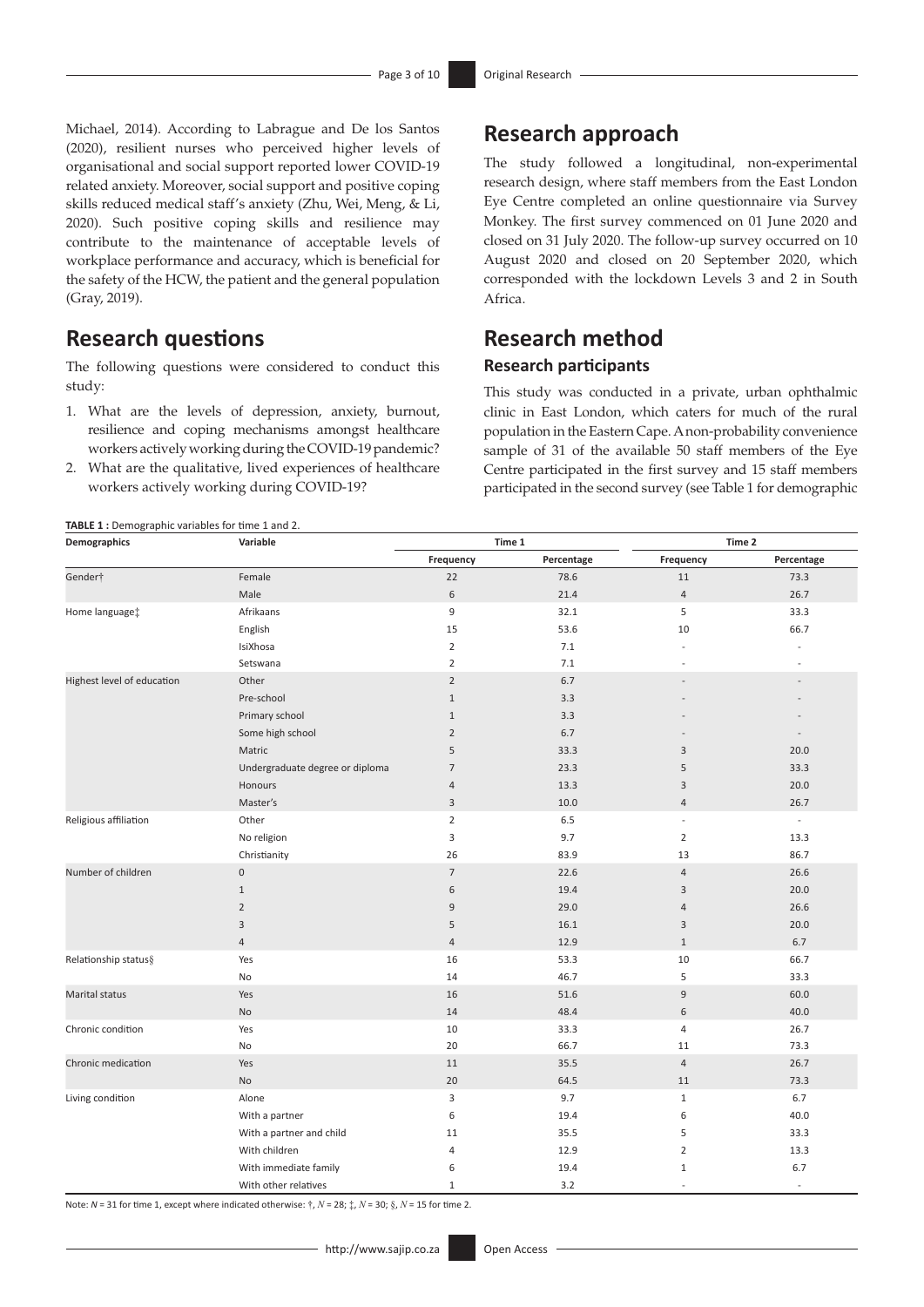Michael, 2014). According to Labrague and De los Santos (2020), resilient nurses who perceived higher levels of organisational and social support reported lower COVID-19 related anxiety. Moreover, social support and positive coping skills reduced medical staff's anxiety (Zhu, Wei, Meng, & Li, 2020). Such positive coping skills and resilience may contribute to the maintenance of acceptable levels of workplace performance and accuracy, which is beneficial for the safety of the HCW, the patient and the general population (Gray, 2019).

## Research questions

The following questions were considered to conduct this study:

1. What are the levels of depression, anxiety, burnout, resilience and coping mechanisms amongst healthcare workers actively working during the COVID-19 pandemic?
2. What are the qualitative, lived experiences of healthcare workers actively working during COVID-19?

## Research approach

The study followed a longitudinal, non-experimental research design, where staff members from the East London Eye Centre completed an online questionnaire via Survey Monkey. The first survey commenced on 01 June 2020 and closed on 31 July 2020. The follow-up survey occurred on 10 August 2020 and closed on 20 September 2020, which corresponded with the lockdown Levels 3 and 2 in South Africa.

## Research method

### Research participants

This study was conducted in a private, urban ophthalmic clinic in East London, which caters for much of the rural population in the Eastern Cape. A non-probability convenience sample of 31 of the available 50 staff members of the Eye Centre participated in the first survey and 15 staff members participated in the second survey (see Table 1 for demographic

**TABLE 1 :** Demographic variables for time 1 and 2.

| Demographics | Variable | Time 1 | | Time 2 | |
|---|---|---|---|---|---|
| | | Frequency | Percentage | Frequency | Percentage |
| Gender† | Female | 22 | 78.6 | 11 | 73.3 |
| | Male | 6 | 21.4 | 4 | 26.7 |
| Home language‡ | Afrikaans | 9 | 32.1 | 5 | 33.3 |
| | English | 15 | 53.6 | 10 | 66.7 |
| | IsiXhosa | 2 | 7.1 | - | - |
| | Setswana | 2 | 7.1 | - | - |
| Highest level of education | Other | 2 | 6.7 | - | - |
| | Pre-school | 1 | 3.3 | - | - |
| | Primary school | 1 | 3.3 | - | - |
| | Some high school | 2 | 6.7 | - | - |
| | Matric | 5 | 33.3 | 3 | 20.0 |
| | Undergraduate degree or diploma | 7 | 23.3 | 5 | 33.3 |
| | Honours | 4 | 13.3 | 3 | 20.0 |
| | Master's | 3 | 10.0 | 4 | 26.7 |
| Religious affiliation | Other | 2 | 6.5 | - | - |
| | No religion | 3 | 9.7 | 2 | 13.3 |
| | Christianity | 26 | 83.9 | 13 | 86.7 |
| Number of children | 0 | 7 | 22.6 | 4 | 26.6 |
| | 1 | 6 | 19.4 | 3 | 20.0 |
| | 2 | 9 | 29.0 | 4 | 26.6 |
| | 3 | 5 | 16.1 | 3 | 20.0 |
| | 4 | 4 | 12.9 | 1 | 6.7 |
| Relationship status§ | Yes | 16 | 53.3 | 10 | 66.7 |
| | No | 14 | 46.7 | 5 | 33.3 |
| Marital status | Yes | 16 | 51.6 | 9 | 60.0 |
| | No | 14 | 48.4 | 6 | 40.0 |
| Chronic condition | Yes | 10 | 33.3 | 4 | 26.7 |
| | No | 20 | 66.7 | 11 | 73.3 |
| Chronic medication | Yes | 11 | 35.5 | 4 | 26.7 |
| | No | 20 | 64.5 | 11 | 73.3 |
| Living condition | Alone | 3 | 9.7 | 1 | 6.7 |
| | With a partner | 6 | 19.4 | 6 | 40.0 |
| | With a partner and child | 11 | 35.5 | 5 | 33.3 |
| | With children | 4 | 12.9 | 2 | 13.3 |
| | With immediate family | 6 | 19.4 | 1 | 6.7 |
| | With other relatives | 1 | 3.2 | - | - |

Note: $N$ = 31 for time 1, except where indicated otherwise: †, $N$ = 28; ‡, $N$ = 30; §, $N$ = 15 for time 2.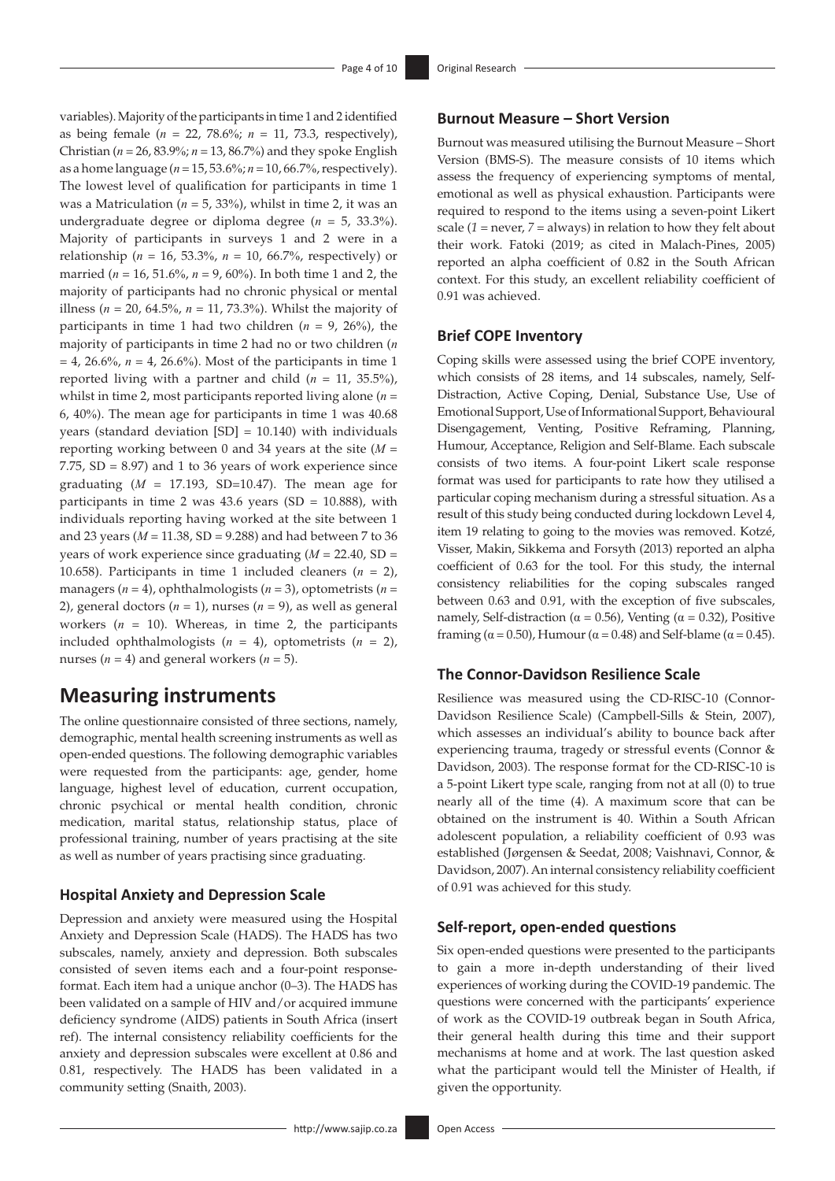variables). Majority of the participants in time 1 and 2 identified as being female (*n* = 22, 78.6%; *n* = 11, 73.3, respectively), Christian (*n* = 26, 83.9%; *n* = 13, 86.7%) and they spoke English as a home language (*n* = 15, 53.6%; *n* = 10, 66.7%, respectively). The lowest level of qualification for participants in time 1 was a Matriculation (*n* = 5, 33%), whilst in time 2, it was an undergraduate degree or diploma degree (*n* = 5, 33.3%). Majority of participants in surveys 1 and 2 were in a relationship (*n* = 16, 53.3%, *n* = 10, 66.7%, respectively) or married (*n* = 16, 51.6%, *n* = 9, 60%). In both time 1 and 2, the majority of participants had no chronic physical or mental illness (*n* = 20, 64.5%, *n* = 11, 73.3%). Whilst the majority of participants in time 1 had two children (*n* = 9, 26%), the majority of participants in time 2 had no or two children (*n* = 4, 26.6%, *n* = 4, 26.6%). Most of the participants in time 1 reported living with a partner and child (*n* = 11, 35.5%), whilst in time 2, most participants reported living alone (*n* = 6, 40%). The mean age for participants in time 1 was 40.68 years (standard deviation [SD] = 10.140) with individuals reporting working between 0 and 34 years at the site (*M* = 7.75, SD = 8.97) and 1 to 36 years of work experience since graduating (*M* = 17.193, SD=10.47). The mean age for participants in time 2 was 43.6 years (SD = 10.888), with individuals reporting having worked at the site between 1 and 23 years (*M* = 11.38, SD = 9.288) and had between 7 to 36 years of work experience since graduating (*M* = 22.40, SD = 10.658). Participants in time 1 included cleaners (*n* = 2), managers (*n* = 4), ophthalmologists (*n* = 3), optometrists (*n* = 2), general doctors (*n* = 1), nurses (*n* = 9), as well as general workers (*n* = 10). Whereas, in time 2, the participants included ophthalmologists (*n* = 4), optometrists (*n* = 2), nurses (*n* = 4) and general workers (*n* = 5).

## Measuring instruments

The online questionnaire consisted of three sections, namely, demographic, mental health screening instruments as well as open-ended questions. The following demographic variables were requested from the participants: age, gender, home language, highest level of education, current occupation, chronic psychical or mental health condition, chronic medication, marital status, relationship status, place of professional training, number of years practising at the site as well as number of years practising since graduating.

### Hospital Anxiety and Depression Scale

Depression and anxiety were measured using the Hospital Anxiety and Depression Scale (HADS). The HADS has two subscales, namely, anxiety and depression. Both subscales consisted of seven items each and a four-point response-format. Each item had a unique anchor (0–3). The HADS has been validated on a sample of HIV and/or acquired immune deficiency syndrome (AIDS) patients in South Africa (insert ref). The internal consistency reliability coefficients for the anxiety and depression subscales were excellent at 0.86 and 0.81, respectively. The HADS has been validated in a community setting (Snaith, 2003).

### Burnout Measure – Short Version

Burnout was measured utilising the Burnout Measure – Short Version (BMS-S). The measure consists of 10 items which assess the frequency of experiencing symptoms of mental, emotional as well as physical exhaustion. Participants were required to respond to the items using a seven-point Likert scale (*1* = never, *7* = always) in relation to how they felt about their work. Fatoki (2019; as cited in Malach-Pines, 2005) reported an alpha coefficient of 0.82 in the South African context. For this study, an excellent reliability coefficient of 0.91 was achieved.

### Brief COPE Inventory

Coping skills were assessed using the brief COPE inventory, which consists of 28 items, and 14 subscales, namely, Self-Distraction, Active Coping, Denial, Substance Use, Use of Emotional Support, Use of Informational Support, Behavioural Disengagement, Venting, Positive Reframing, Planning, Humour, Acceptance, Religion and Self-Blame. Each subscale consists of two items. A four-point Likert scale response format was used for participants to rate how they utilised a particular coping mechanism during a stressful situation. As a result of this study being conducted during lockdown Level 4, item 19 relating to going to the movies was removed. Kotzé, Visser, Makin, Sikkema and Forsyth (2013) reported an alpha coefficient of 0.63 for the tool. For this study, the internal consistency reliabilities for the coping subscales ranged between 0.63 and 0.91, with the exception of five subscales, namely, Self-distraction ($\alpha = 0.56$), Venting ($\alpha = 0.32$), Positive framing ($\alpha = 0.50$), Humour ($\alpha = 0.48$) and Self-blame ($\alpha = 0.45$).

### The Connor-Davidson Resilience Scale

Resilience was measured using the CD-RISC-10 (Connor-Davidson Resilience Scale) (Campbell-Sills & Stein, 2007), which assesses an individual's ability to bounce back after experiencing trauma, tragedy or stressful events (Connor & Davidson, 2003). The response format for the CD-RISC-10 is a 5-point Likert type scale, ranging from not at all (0) to true nearly all of the time (4). A maximum score that can be obtained on the instrument is 40. Within a South African adolescent population, a reliability coefficient of 0.93 was established (Jørgensen & Seedat, 2008; Vaishnavi, Connor, & Davidson, 2007). An internal consistency reliability coefficient of 0.91 was achieved for this study.

### Self-report, open-ended questions

Six open-ended questions were presented to the participants to gain a more in-depth understanding of their lived experiences of working during the COVID-19 pandemic. The questions were concerned with the participants' experience of work as the COVID-19 outbreak began in South Africa, their general health during this time and their support mechanisms at home and at work. The last question asked what the participant would tell the Minister of Health, if given the opportunity.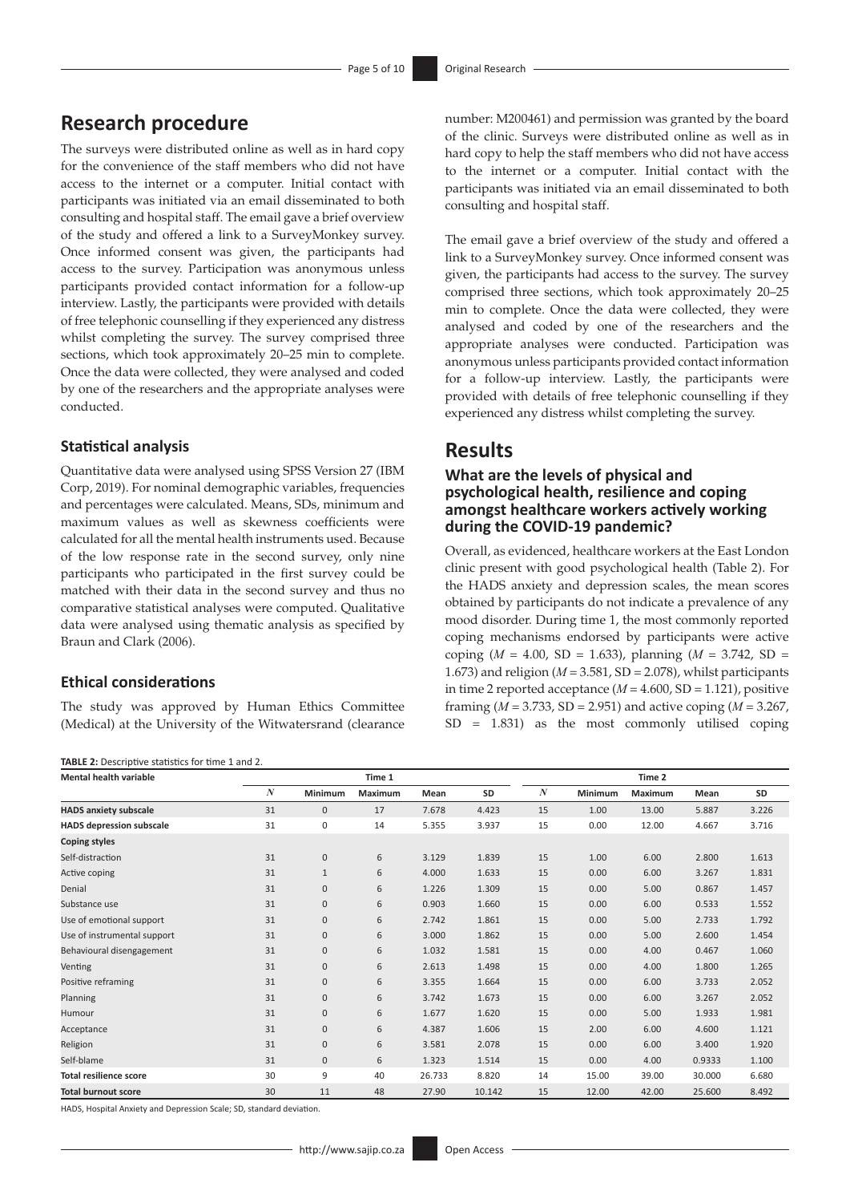## Research procedure

The surveys were distributed online as well as in hard copy for the convenience of the staff members who did not have access to the internet or a computer. Initial contact with participants was initiated via an email disseminated to both consulting and hospital staff. The email gave a brief overview of the study and offered a link to a SurveyMonkey survey. Once informed consent was given, the participants had access to the survey. Participation was anonymous unless participants provided contact information for a follow-up interview. Lastly, the participants were provided with details of free telephonic counselling if they experienced any distress whilst completing the survey. The survey comprised three sections, which took approximately 20–25 min to complete. Once the data were collected, they were analysed and coded by one of the researchers and the appropriate analyses were conducted.

### Statistical analysis

Quantitative data were analysed using SPSS Version 27 (IBM Corp, 2019). For nominal demographic variables, frequencies and percentages were calculated. Means, SDs, minimum and maximum values as well as skewness coefficients were calculated for all the mental health instruments used. Because of the low response rate in the second survey, only nine participants who participated in the first survey could be matched with their data in the second survey and thus no comparative statistical analyses were computed. Qualitative data were analysed using thematic analysis as specified by Braun and Clark (2006).

### Ethical considerations

The study was approved by Human Ethics Committee (Medical) at the University of the Witwatersrand (clearance number: M200461) and permission was granted by the board of the clinic. Surveys were distributed online as well as in hard copy to help the staff members who did not have access to the internet or a computer. Initial contact with the participants was initiated via an email disseminated to both consulting and hospital staff.

The email gave a brief overview of the study and offered a link to a SurveyMonkey survey. Once informed consent was given, the participants had access to the survey. The survey comprised three sections, which took approximately 20–25 min to complete. Once the data were collected, they were analysed and coded by one of the researchers and the appropriate analyses were conducted. Participation was anonymous unless participants provided contact information for a follow-up interview. Lastly, the participants were provided with details of free telephonic counselling if they experienced any distress whilst completing the survey.

## Results

### What are the levels of physical and psychological health, resilience and coping amongst healthcare workers actively working during the COVID-19 pandemic?

Overall, as evidenced, healthcare workers at the East London clinic present with good psychological health (Table 2). For the HADS anxiety and depression scales, the mean scores obtained by participants do not indicate a prevalence of any mood disorder. During time 1, the most commonly reported coping mechanisms endorsed by participants were active coping ($M$ = 4.00, SD = 1.633), planning ($M$ = 3.742, SD = 1.673) and religion ($M$ = 3.581, SD = 2.078), whilst participants in time 2 reported acceptance ($M$ = 4.600, SD = 1.121), positive framing ($M$ = 3.733, SD = 2.951) and active coping ($M$ = 3.267, SD = 1.831) as the most commonly utilised coping

**TABLE 2:** Descriptive statistics for time 1 and 2.

| Mental health variable | Time 1 | | | | | Time 2 | | | | |
|---|---|---|---|---|---|---|---|---|---|---|
| | $N$ | Minimum | Maximum | Mean | SD | $N$ | Minimum | Maximum | Mean | SD |
| **HADS anxiety subscale** | 31 | 0 | 17 | 7.678 | 4.423 | 15 | 1.00 | 13.00 | 5.887 | 3.226 |
| **HADS depression subscale** | 31 | 0 | 14 | 5.355 | 3.937 | 15 | 0.00 | 12.00 | 4.667 | 3.716 |
| **Coping styles** | | | | | | | | | | |
| Self-distraction | 31 | 0 | 6 | 3.129 | 1.839 | 15 | 1.00 | 6.00 | 2.800 | 1.613 |
| Active coping | 31 | 1 | 6 | 4.000 | 1.633 | 15 | 0.00 | 6.00 | 3.267 | 1.831 |
| Denial | 31 | 0 | 6 | 1.226 | 1.309 | 15 | 0.00 | 5.00 | 0.867 | 1.457 |
| Substance use | 31 | 0 | 6 | 0.903 | 1.660 | 15 | 0.00 | 6.00 | 0.533 | 1.552 |
| Use of emotional support | 31 | 0 | 6 | 2.742 | 1.861 | 15 | 0.00 | 5.00 | 2.733 | 1.792 |
| Use of instrumental support | 31 | 0 | 6 | 3.000 | 1.862 | 15 | 0.00 | 5.00 | 2.600 | 1.454 |
| Behavioural disengagement | 31 | 0 | 6 | 1.032 | 1.581 | 15 | 0.00 | 4.00 | 0.467 | 1.060 |
| Venting | 31 | 0 | 6 | 2.613 | 1.498 | 15 | 0.00 | 4.00 | 1.800 | 1.265 |
| Positive reframing | 31 | 0 | 6 | 3.355 | 1.664 | 15 | 0.00 | 6.00 | 3.733 | 2.052 |
| Planning | 31 | 0 | 6 | 3.742 | 1.673 | 15 | 0.00 | 6.00 | 3.267 | 2.052 |
| Humour | 31 | 0 | 6 | 1.677 | 1.620 | 15 | 0.00 | 5.00 | 1.933 | 1.981 |
| Acceptance | 31 | 0 | 6 | 4.387 | 1.606 | 15 | 2.00 | 6.00 | 4.600 | 1.121 |
| Religion | 31 | 0 | 6 | 3.581 | 2.078 | 15 | 0.00 | 6.00 | 3.400 | 1.920 |
| Self-blame | 31 | 0 | 6 | 1.323 | 1.514 | 15 | 0.00 | 4.00 | 0.9333 | 1.100 |
| **Total resilience score** | 30 | 9 | 40 | 26.733 | 8.820 | 14 | 15.00 | 39.00 | 30.000 | 6.680 |
| **Total burnout score** | 30 | 11 | 48 | 27.90 | 10.142 | 15 | 12.00 | 42.00 | 25.600 | 8.492 |

HADS, Hospital Anxiety and Depression Scale; SD, standard deviation.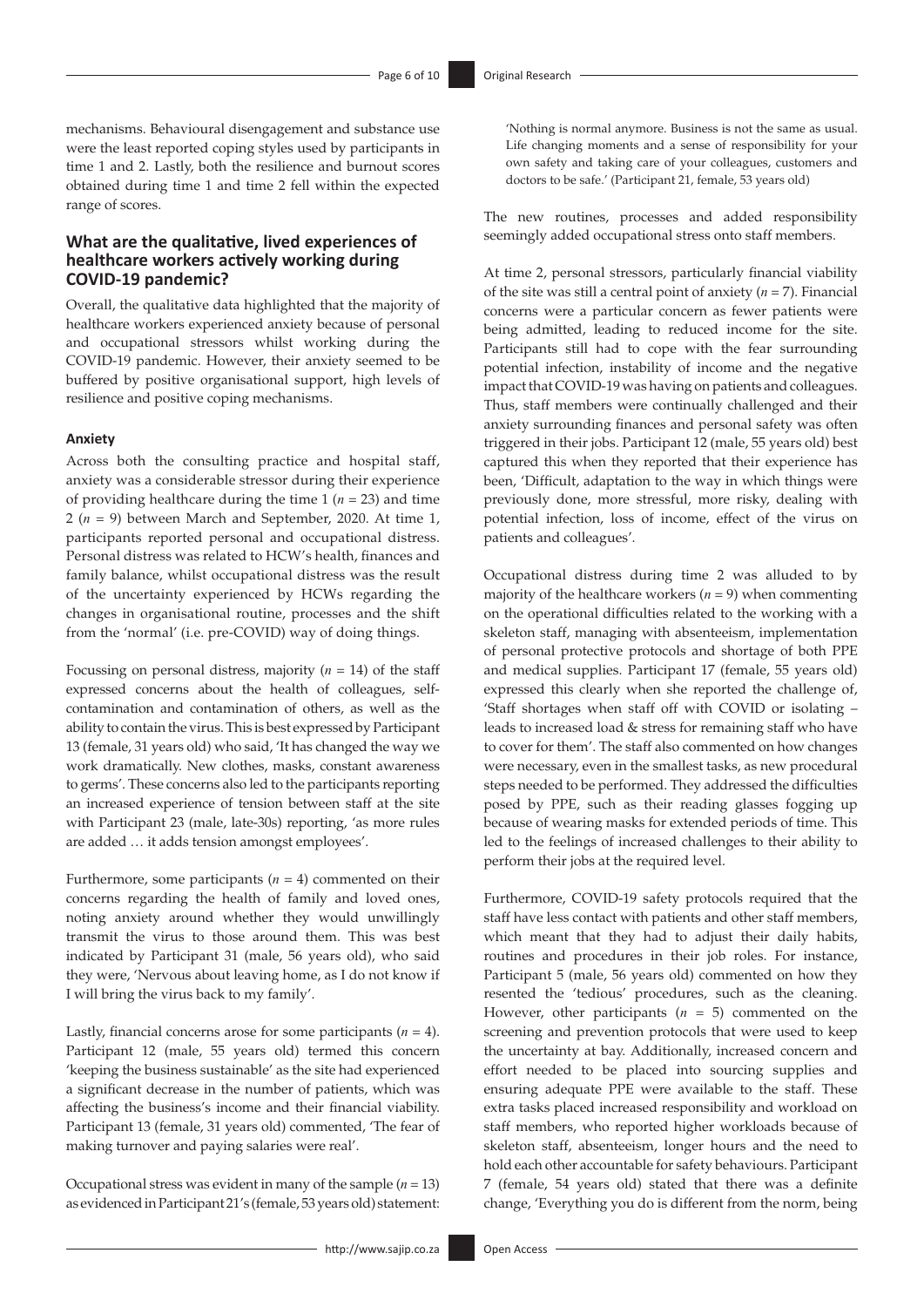mechanisms. Behavioural disengagement and substance use were the least reported coping styles used by participants in time 1 and 2. Lastly, both the resilience and burnout scores obtained during time 1 and time 2 fell within the expected range of scores.

### What are the qualitative, lived experiences of healthcare workers actively working during COVID-19 pandemic?

Overall, the qualitative data highlighted that the majority of healthcare workers experienced anxiety because of personal and occupational stressors whilst working during the COVID-19 pandemic. However, their anxiety seemed to be buffered by positive organisational support, high levels of resilience and positive coping mechanisms.

#### Anxiety

Across both the consulting practice and hospital staff, anxiety was a considerable stressor during their experience of providing healthcare during the time 1 ($n = 23$) and time 2 ($n = 9$) between March and September, 2020. At time 1, participants reported personal and occupational distress. Personal distress was related to HCW's health, finances and family balance, whilst occupational distress was the result of the uncertainty experienced by HCWs regarding the changes in organisational routine, processes and the shift from the 'normal' (i.e. pre-COVID) way of doing things.

Focussing on personal distress, majority ($n = 14$) of the staff expressed concerns about the health of colleagues, self-contamination and contamination of others, as well as the ability to contain the virus. This is best expressed by Participant 13 (female, 31 years old) who said, 'It has changed the way we work dramatically. New clothes, masks, constant awareness to germs'. These concerns also led to the participants reporting an increased experience of tension between staff at the site with Participant 23 (male, late-30s) reporting, 'as more rules are added … it adds tension amongst employees'.

Furthermore, some participants ($n = 4$) commented on their concerns regarding the health of family and loved ones, noting anxiety around whether they would unwillingly transmit the virus to those around them. This was best indicated by Participant 31 (male, 56 years old), who said they were, 'Nervous about leaving home, as I do not know if I will bring the virus back to my family'.

Lastly, financial concerns arose for some participants ($n = 4$). Participant 12 (male, 55 years old) termed this concern 'keeping the business sustainable' as the site had experienced a significant decrease in the number of patients, which was affecting the business's income and their financial viability. Participant 13 (female, 31 years old) commented, 'The fear of making turnover and paying salaries were real'.

Occupational stress was evident in many of the sample ($n = 13$) as evidenced in Participant 21's (female, 53 years old) statement:

> 'Nothing is normal anymore. Business is not the same as usual. Life changing moments and a sense of responsibility for your own safety and taking care of your colleagues, customers and doctors to be safe.' (Participant 21, female, 53 years old)

The new routines, processes and added responsibility seemingly added occupational stress onto staff members.

At time 2, personal stressors, particularly financial viability of the site was still a central point of anxiety ($n = 7$). Financial concerns were a particular concern as fewer patients were being admitted, leading to reduced income for the site. Participants still had to cope with the fear surrounding potential infection, instability of income and the negative impact that COVID-19 was having on patients and colleagues. Thus, staff members were continually challenged and their anxiety surrounding finances and personal safety was often triggered in their jobs. Participant 12 (male, 55 years old) best captured this when they reported that their experience has been, 'Difficult, adaptation to the way in which things were previously done, more stressful, more risky, dealing with potential infection, loss of income, effect of the virus on patients and colleagues'.

Occupational distress during time 2 was alluded to by majority of the healthcare workers ($n = 9$) when commenting on the operational difficulties related to the working with a skeleton staff, managing with absenteeism, implementation of personal protective protocols and shortage of both PPE and medical supplies. Participant 17 (female, 55 years old) expressed this clearly when she reported the challenge of, 'Staff shortages when staff off with COVID or isolating – leads to increased load & stress for remaining staff who have to cover for them'. The staff also commented on how changes were necessary, even in the smallest tasks, as new procedural steps needed to be performed. They addressed the difficulties posed by PPE, such as their reading glasses fogging up because of wearing masks for extended periods of time. This led to the feelings of increased challenges to their ability to perform their jobs at the required level.

Furthermore, COVID-19 safety protocols required that the staff have less contact with patients and other staff members, which meant that they had to adjust their daily habits, routines and procedures in their job roles. For instance, Participant 5 (male, 56 years old) commented on how they resented the 'tedious' procedures, such as the cleaning. However, other participants ($n = 5$) commented on the screening and prevention protocols that were used to keep the uncertainty at bay. Additionally, increased concern and effort needed to be placed into sourcing supplies and ensuring adequate PPE were available to the staff. These extra tasks placed increased responsibility and workload on staff members, who reported higher workloads because of skeleton staff, absenteeism, longer hours and the need to hold each other accountable for safety behaviours. Participant 7 (female, 54 years old) stated that there was a definite change, 'Everything you do is different from the norm, being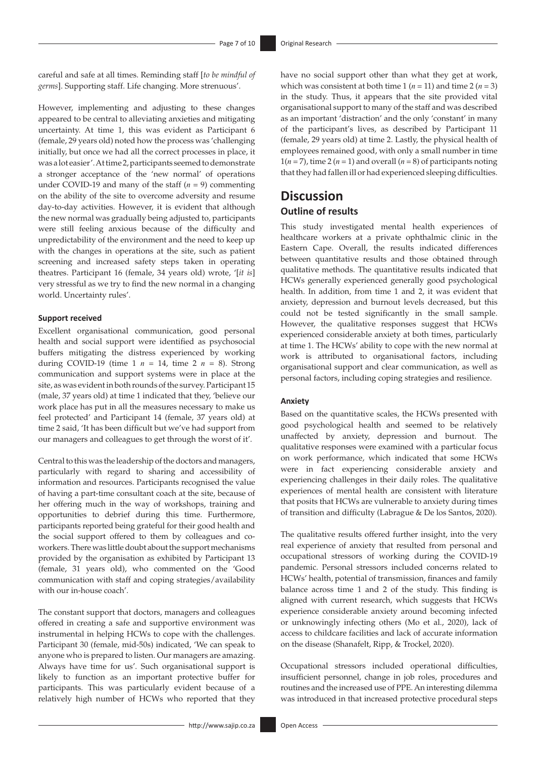careful and safe at all times. Reminding staff [*to be mindful of germs*]. Supporting staff. Life changing. More strenuous'.

However, implementing and adjusting to these changes appeared to be central to alleviating anxieties and mitigating uncertainty. At time 1, this was evident as Participant 6 (female, 29 years old) noted how the process was 'challenging initially, but once we had all the correct processes in place, it was a lot easier'. At time 2, participants seemed to demonstrate a stronger acceptance of the 'new normal' of operations under COVID-19 and many of the staff ($n$ = 9) commenting on the ability of the site to overcome adversity and resume day-to-day activities. However, it is evident that although the new normal was gradually being adjusted to, participants were still feeling anxious because of the difficulty and unpredictability of the environment and the need to keep up with the changes in operations at the site, such as patient screening and increased safety steps taken in operating theatres. Participant 16 (female, 34 years old) wrote, '[*it is*] very stressful as we try to find the new normal in a changing world. Uncertainty rules'.

#### Support received

Excellent organisational communication, good personal health and social support were identified as psychosocial buffers mitigating the distress experienced by working during COVID-19 (time 1 $n$ = 14, time 2 $n$ = 8). Strong communication and support systems were in place at the site, as was evident in both rounds of the survey. Participant 15 (male, 37 years old) at time 1 indicated that they, 'believe our work place has put in all the measures necessary to make us feel protected' and Participant 14 (female, 37 years old) at time 2 said, 'It has been difficult but we've had support from our managers and colleagues to get through the worst of it'.

Central to this was the leadership of the doctors and managers, particularly with regard to sharing and accessibility of information and resources. Participants recognised the value of having a part-time consultant coach at the site, because of her offering much in the way of workshops, training and opportunities to debrief during this time. Furthermore, participants reported being grateful for their good health and the social support offered to them by colleagues and co-workers. There was little doubt about the support mechanisms provided by the organisation as exhibited by Participant 13 (female, 31 years old), who commented on the 'Good communication with staff and coping strategies/availability with our in-house coach'.

The constant support that doctors, managers and colleagues offered in creating a safe and supportive environment was instrumental in helping HCWs to cope with the challenges. Participant 30 (female, mid-50s) indicated, 'We can speak to anyone who is prepared to listen. Our managers are amazing. Always have time for us'. Such organisational support is likely to function as an important protective buffer for participants. This was particularly evident because of a relatively high number of HCWs who reported that they have no social support other than what they get at work, which was consistent at both time 1 ($n$ = 11) and time 2 ($n$ = 3) in the study. Thus, it appears that the site provided vital organisational support to many of the staff and was described as an important 'distraction' and the only 'constant' in many of the participant's lives, as described by Participant 11 (female, 29 years old) at time 2. Lastly, the physical health of employees remained good, with only a small number in time 1($n$ = 7), time 2 ($n$ = 1) and overall ($n$ = 8) of participants noting that they had fallen ill or had experienced sleeping difficulties.

## Discussion

### Outline of results

This study investigated mental health experiences of healthcare workers at a private ophthalmic clinic in the Eastern Cape. Overall, the results indicated differences between quantitative results and those obtained through qualitative methods. The quantitative results indicated that HCWs generally experienced generally good psychological health. In addition, from time 1 and 2, it was evident that anxiety, depression and burnout levels decreased, but this could not be tested significantly in the small sample. However, the qualitative responses suggest that HCWs experienced considerable anxiety at both times, particularly at time 1. The HCWs' ability to cope with the new normal at work is attributed to organisational factors, including organisational support and clear communication, as well as personal factors, including coping strategies and resilience.

#### Anxiety

Based on the quantitative scales, the HCWs presented with good psychological health and seemed to be relatively unaffected by anxiety, depression and burnout. The qualitative responses were examined with a particular focus on work performance, which indicated that some HCWs were in fact experiencing considerable anxiety and experiencing challenges in their daily roles. The qualitative experiences of mental health are consistent with literature that posits that HCWs are vulnerable to anxiety during times of transition and difficulty (Labrague & De los Santos, 2020).

The qualitative results offered further insight, into the very real experience of anxiety that resulted from personal and occupational stressors of working during the COVID-19 pandemic. Personal stressors included concerns related to HCWs' health, potential of transmission, finances and family balance across time 1 and 2 of the study. This finding is aligned with current research, which suggests that HCWs experience considerable anxiety around becoming infected or unknowingly infecting others (Mo et al., 2020), lack of access to childcare facilities and lack of accurate information on the disease (Shanafelt, Ripp, & Trockel, 2020).

Occupational stressors included operational difficulties, insufficient personnel, change in job roles, procedures and routines and the increased use of PPE. An interesting dilemma was introduced in that increased protective procedural steps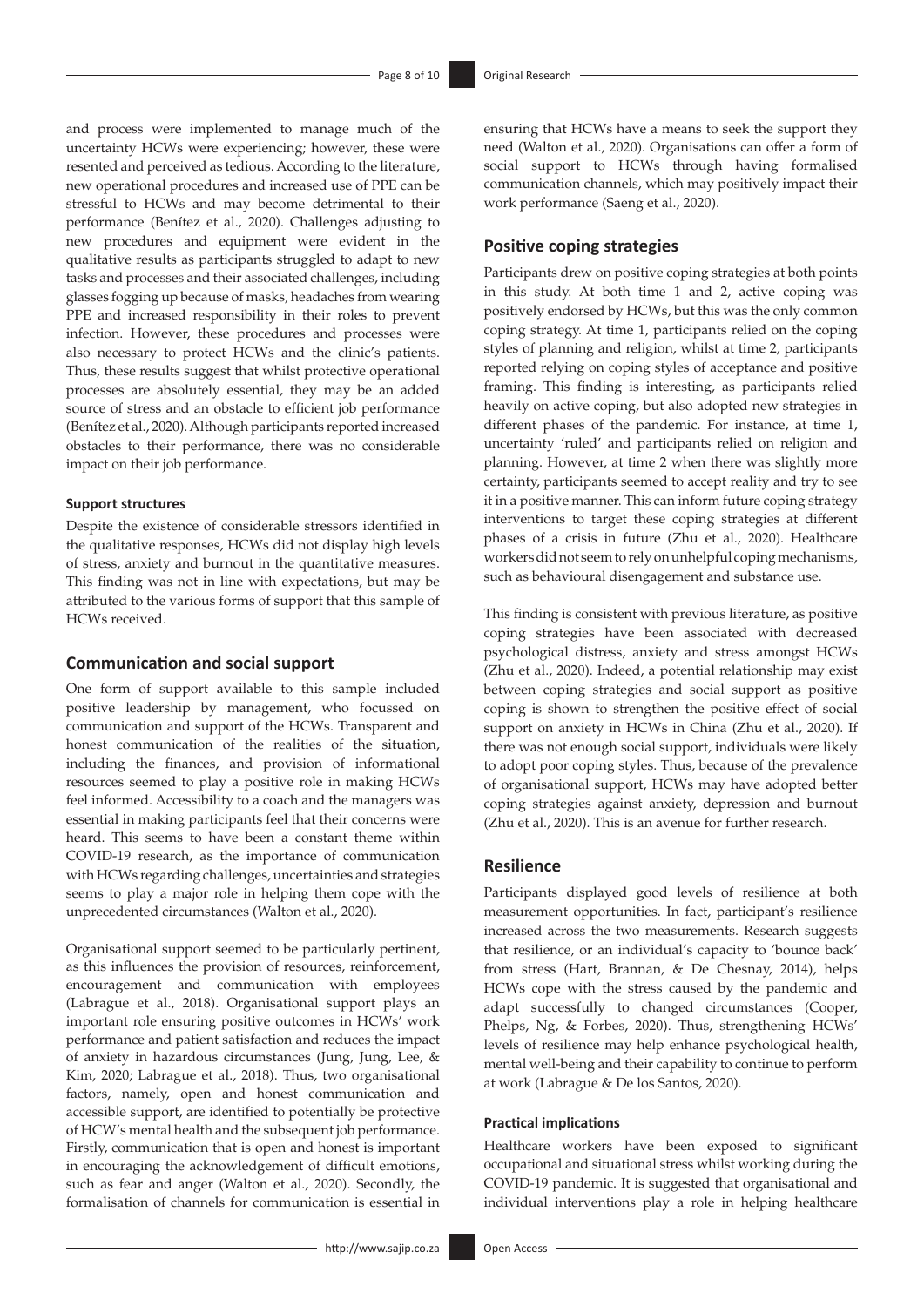and process were implemented to manage much of the uncertainty HCWs were experiencing; however, these were resented and perceived as tedious. According to the literature, new operational procedures and increased use of PPE can be stressful to HCWs and may become detrimental to their performance (Benítez et al., 2020). Challenges adjusting to new procedures and equipment were evident in the qualitative results as participants struggled to adapt to new tasks and processes and their associated challenges, including glasses fogging up because of masks, headaches from wearing PPE and increased responsibility in their roles to prevent infection. However, these procedures and processes were also necessary to protect HCWs and the clinic's patients. Thus, these results suggest that whilst protective operational processes are absolutely essential, they may be an added source of stress and an obstacle to efficient job performance (Benítez et al., 2020). Although participants reported increased obstacles to their performance, there was no considerable impact on their job performance.

#### Support structures

Despite the existence of considerable stressors identified in the qualitative responses, HCWs did not display high levels of stress, anxiety and burnout in the quantitative measures. This finding was not in line with expectations, but may be attributed to the various forms of support that this sample of HCWs received.

### Communication and social support

One form of support available to this sample included positive leadership by management, who focussed on communication and support of the HCWs. Transparent and honest communication of the realities of the situation, including the finances, and provision of informational resources seemed to play a positive role in making HCWs feel informed. Accessibility to a coach and the managers was essential in making participants feel that their concerns were heard. This seems to have been a constant theme within COVID-19 research, as the importance of communication with HCWs regarding challenges, uncertainties and strategies seems to play a major role in helping them cope with the unprecedented circumstances (Walton et al., 2020).

Organisational support seemed to be particularly pertinent, as this influences the provision of resources, reinforcement, encouragement and communication with employees (Labrague et al., 2018). Organisational support plays an important role ensuring positive outcomes in HCWs' work performance and patient satisfaction and reduces the impact of anxiety in hazardous circumstances (Jung, Jung, Lee, & Kim, 2020; Labrague et al., 2018). Thus, two organisational factors, namely, open and honest communication and accessible support, are identified to potentially be protective of HCW's mental health and the subsequent job performance. Firstly, communication that is open and honest is important in encouraging the acknowledgement of difficult emotions, such as fear and anger (Walton et al., 2020). Secondly, the formalisation of channels for communication is essential in ensuring that HCWs have a means to seek the support they need (Walton et al., 2020). Organisations can offer a form of social support to HCWs through having formalised communication channels, which may positively impact their work performance (Saeng et al., 2020).

### Positive coping strategies

Participants drew on positive coping strategies at both points in this study. At both time 1 and 2, active coping was positively endorsed by HCWs, but this was the only common coping strategy. At time 1, participants relied on the coping styles of planning and religion, whilst at time 2, participants reported relying on coping styles of acceptance and positive framing. This finding is interesting, as participants relied heavily on active coping, but also adopted new strategies in different phases of the pandemic. For instance, at time 1, uncertainty 'ruled' and participants relied on religion and planning. However, at time 2 when there was slightly more certainty, participants seemed to accept reality and try to see it in a positive manner. This can inform future coping strategy interventions to target these coping strategies at different phases of a crisis in future (Zhu et al., 2020). Healthcare workers did not seem to rely on unhelpful coping mechanisms, such as behavioural disengagement and substance use.

This finding is consistent with previous literature, as positive coping strategies have been associated with decreased psychological distress, anxiety and stress amongst HCWs (Zhu et al., 2020). Indeed, a potential relationship may exist between coping strategies and social support as positive coping is shown to strengthen the positive effect of social support on anxiety in HCWs in China (Zhu et al., 2020). If there was not enough social support, individuals were likely to adopt poor coping styles. Thus, because of the prevalence of organisational support, HCWs may have adopted better coping strategies against anxiety, depression and burnout (Zhu et al., 2020). This is an avenue for further research.

### Resilience

Participants displayed good levels of resilience at both measurement opportunities. In fact, participant's resilience increased across the two measurements. Research suggests that resilience, or an individual's capacity to 'bounce back' from stress (Hart, Brannan, & De Chesnay, 2014), helps HCWs cope with the stress caused by the pandemic and adapt successfully to changed circumstances (Cooper, Phelps, Ng, & Forbes, 2020). Thus, strengthening HCWs' levels of resilience may help enhance psychological health, mental well-being and their capability to continue to perform at work (Labrague & De los Santos, 2020).

#### Practical implications

Healthcare workers have been exposed to significant occupational and situational stress whilst working during the COVID-19 pandemic. It is suggested that organisational and individual interventions play a role in helping healthcare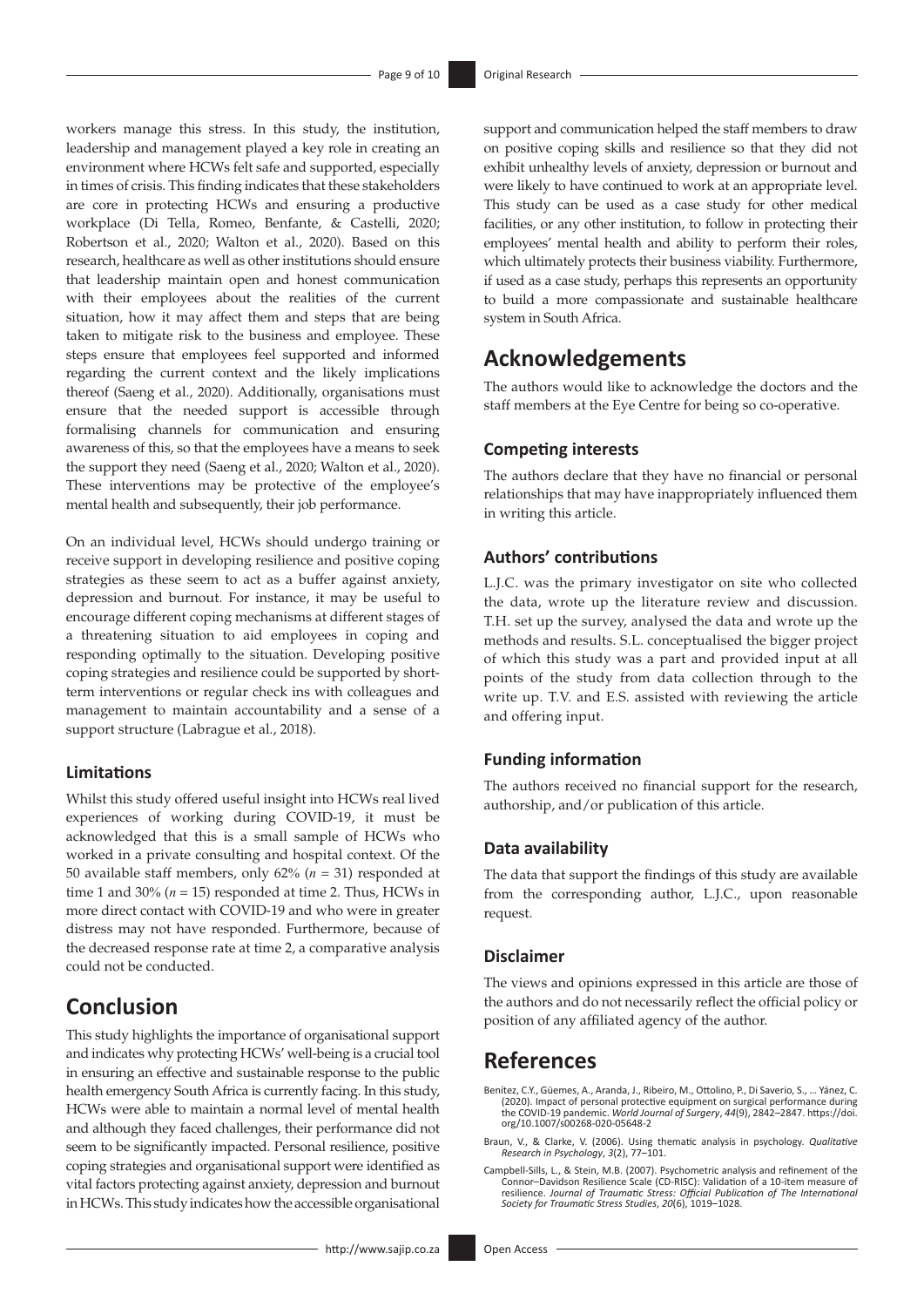workers manage this stress. In this study, the institution, leadership and management played a key role in creating an environment where HCWs felt safe and supported, especially in times of crisis. This finding indicates that these stakeholders are core in protecting HCWs and ensuring a productive workplace (Di Tella, Romeo, Benfante, & Castelli, 2020; Robertson et al., 2020; Walton et al., 2020). Based on this research, healthcare as well as other institutions should ensure that leadership maintain open and honest communication with their employees about the realities of the current situation, how it may affect them and steps that are being taken to mitigate risk to the business and employee. These steps ensure that employees feel supported and informed regarding the current context and the likely implications thereof (Saeng et al., 2020). Additionally, organisations must ensure that the needed support is accessible through formalising channels for communication and ensuring awareness of this, so that the employees have a means to seek the support they need (Saeng et al., 2020; Walton et al., 2020). These interventions may be protective of the employee's mental health and subsequently, their job performance.

On an individual level, HCWs should undergo training or receive support in developing resilience and positive coping strategies as these seem to act as a buffer against anxiety, depression and burnout. For instance, it may be useful to encourage different coping mechanisms at different stages of a threatening situation to aid employees in coping and responding optimally to the situation. Developing positive coping strategies and resilience could be supported by short-term interventions or regular check ins with colleagues and management to maintain accountability and a sense of a support structure (Labrague et al., 2018).

### Limitations

Whilst this study offered useful insight into HCWs real lived experiences of working during COVID-19, it must be acknowledged that this is a small sample of HCWs who worked in a private consulting and hospital context. Of the 50 available staff members, only 62% ($n$ = 31) responded at time 1 and 30% ($n$ = 15) responded at time 2. Thus, HCWs in more direct contact with COVID-19 and who were in greater distress may not have responded. Furthermore, because of the decreased response rate at time 2, a comparative analysis could not be conducted.

## Conclusion

This study highlights the importance of organisational support and indicates why protecting HCWs' well-being is a crucial tool in ensuring an effective and sustainable response to the public health emergency South Africa is currently facing. In this study, HCWs were able to maintain a normal level of mental health and although they faced challenges, their performance did not seem to be significantly impacted. Personal resilience, positive coping strategies and organisational support were identified as vital factors protecting against anxiety, depression and burnout in HCWs. This study indicates how the accessible organisational support and communication helped the staff members to draw on positive coping skills and resilience so that they did not exhibit unhealthy levels of anxiety, depression or burnout and were likely to have continued to work at an appropriate level. This study can be used as a case study for other medical facilities, or any other institution, to follow in protecting their employees' mental health and ability to perform their roles, which ultimately protects their business viability. Furthermore, if used as a case study, perhaps this represents an opportunity to build a more compassionate and sustainable healthcare system in South Africa.

## Acknowledgements

The authors would like to acknowledge the doctors and the staff members at the Eye Centre for being so co-operative.

### Competing interests

The authors declare that they have no financial or personal relationships that may have inappropriately influenced them in writing this article.

### Authors' contributions

L.J.C. was the primary investigator on site who collected the data, wrote up the literature review and discussion. T.H. set up the survey, analysed the data and wrote up the methods and results. S.L. conceptualised the bigger project of which this study was a part and provided input at all points of the study from data collection through to the write up. T.V. and E.S. assisted with reviewing the article and offering input.

### Funding information

The authors received no financial support for the research, authorship, and/or publication of this article.

### Data availability

The data that support the findings of this study are available from the corresponding author, L.J.C., upon reasonable request.

### Disclaimer

The views and opinions expressed in this article are those of the authors and do not necessarily reflect the official policy or position of any affiliated agency of the author.

## References

Benítez, C.Y., Güemes, A., Aranda, J., Ribeiro, M., Ottolino, P., Di Saverio, S., … Yánez, C. (2020). Impact of personal protective equipment on surgical performance during the COVID-19 pandemic. *World Journal of Surgery*, *44*(9), 2842–2847. https://doi.org/10.1007/s00268-020-05648-2

Braun, V., & Clarke, V. (2006). Using thematic analysis in psychology. *Qualitative Research in Psychology*, *3*(2), 77–101.

Campbell-Sills, L., & Stein, M.B. (2007). Psychometric analysis and refinement of the Connor–Davidson Resilience Scale (CD-RISC): Validation of a 10-item measure of resilience. *Journal of Traumatic Stress: Official Publication of The International Society for Traumatic Stress Studies*, *20*(6), 1019–1028.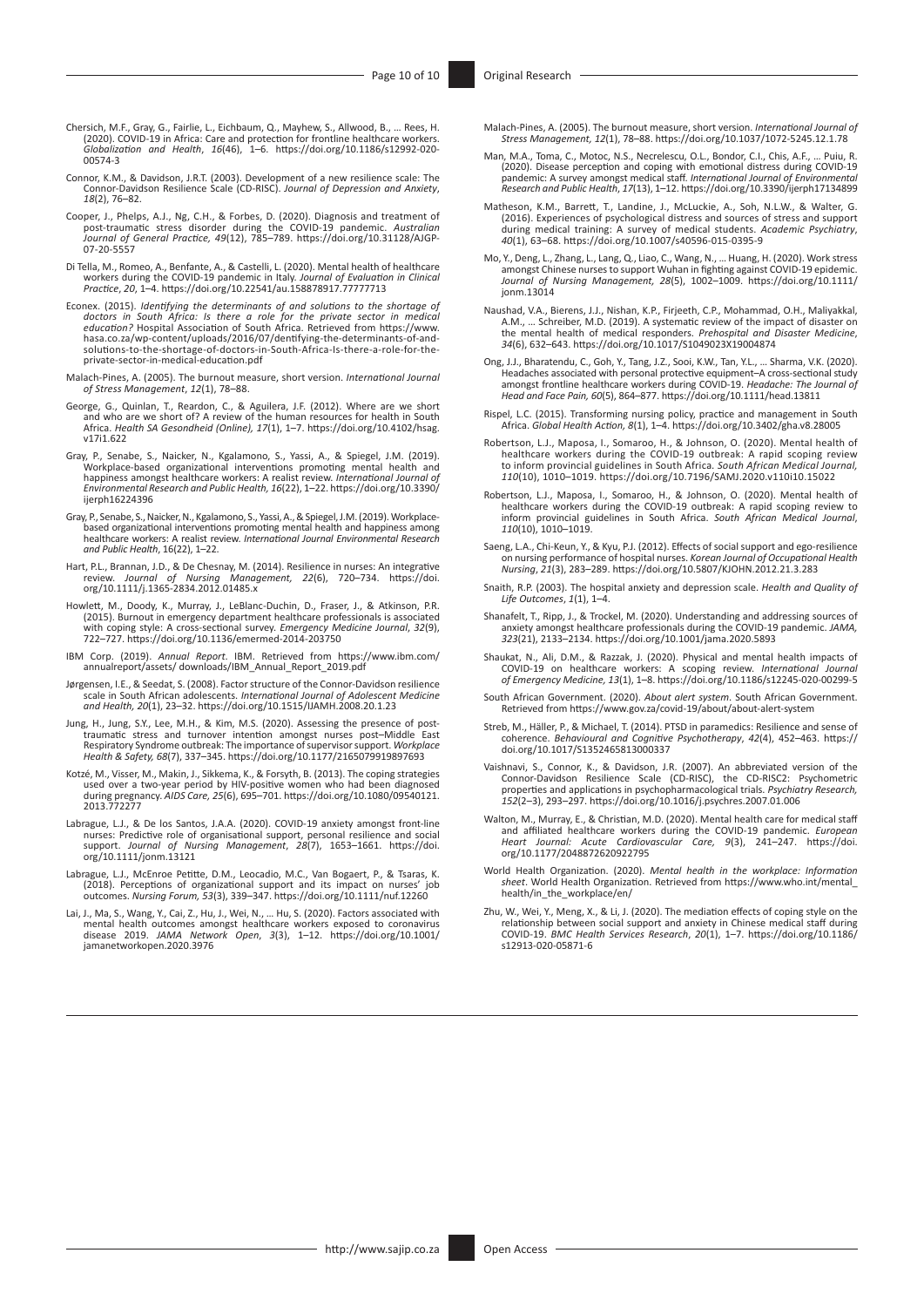Chersich, M.F., Gray, G., Fairlie, L., Eichbaum, Q., Mayhew, S., Allwood, B., … Rees, H. (2020). COVID-19 in Africa: Care and protection for frontline healthcare workers. *Globalization and Health*, *16*(46), 1–6. https://doi.org/10.1186/s12992-020-00574-3

Connor, K.M., & Davidson, J.R.T. (2003). Development of a new resilience scale: The Connor-Davidson Resilience Scale (CD-RISC). *Journal of Depression and Anxiety*, *18*(2), 76–82.

Cooper, J., Phelps, A.J., Ng, C.H., & Forbes, D. (2020). Diagnosis and treatment of post-traumatic stress disorder during the COVID-19 pandemic. *Australian Journal of General Practice, 49*(12), 785–789. https://doi.org/10.31128/AJGP-07-20-5557

Di Tella, M., Romeo, A., Benfante, A., & Castelli, L. (2020). Mental health of healthcare workers during the COVID-19 pandemic in Italy. *Journal of Evaluation in Clinical Practice*, *20*, 1–4. https://doi.org/10.22541/au.158878917.77777713

Econex. (2015). *Identifying the determinants of and solutions to the shortage of doctors in South Africa: Is there a role for the private sector in medical education?* Hospital Association of South Africa. Retrieved from https://www.hasa.co.za/wp-content/uploads/2016/07/dentifying-the-determinants-of-and-solutions-to-the-shortage-of-doctors-in-South-Africa-Is-there-a-role-for-the-private-sector-in-medical-education.pdf

Malach-Pines, A. (2005). The burnout measure, short version. *International Journal of Stress Management*, *12*(1), 78–88.

George, G., Quinlan, T., Reardon, C., & Aguilera, J.F. (2012). Where are we short and who are we short of? A review of the human resources for health in South Africa. *Health SA Gesondheid (Online), 17*(1), 1–7. https://doi.org/10.4102/hsag.v17i1.622

Gray, P., Senabe, S., Naicker, N., Kgalamono, S., Yassi, A., & Spiegel, J.M. (2019). Workplace-based organizational interventions promoting mental health and happiness amongst healthcare workers: A realist review. *International Journal of Environmental Research and Public Health, 16*(22), 1–22. https://doi.org/10.3390/ijerph16224396

Gray, P., Senabe, S., Naicker, N., Kgalamono, S., Yassi, A., & Spiegel, J.M. (2019). Workplace-based organizational interventions promoting mental health and happiness among healthcare workers: A realist review. *International Journal Environmental Research and Public Health*, 16(22), 1–22.

Hart, P.L., Brannan, J.D., & De Chesnay, M. (2014). Resilience in nurses: An integrative review. *Journal of Nursing Management, 22*(6), 720–734. https://doi.org/10.1111/j.1365-2834.2012.01485.x

Howlett, M., Doody, K., Murray, J., LeBlanc-Duchin, D., Fraser, J., & Atkinson, P.R. (2015). Burnout in emergency department healthcare professionals is associated with coping style: A cross-sectional survey. *Emergency Medicine Journal*, *32*(9), 722–727. https://doi.org/10.1136/emermed-2014-203750

IBM Corp. (2019). *Annual Report*. IBM. Retrieved from https://www.ibm.com/annualreport/assets/ downloads/IBM_Annual_Report_2019.pdf

Jørgensen, I.E., & Seedat, S. (2008). Factor structure of the Connor-Davidson resilience scale in South African adolescents. *International Journal of Adolescent Medicine and Health, 20*(1), 23–32. https://doi.org/10.1515/IJAMH.2008.20.1.23

Jung, H., Jung, S.Y., Lee, M.H., & Kim, M.S. (2020). Assessing the presence of post-traumatic stress and turnover intention amongst nurses post–Middle East Respiratory Syndrome outbreak: The importance of supervisor support. *Workplace Health & Safety, 68*(7), 337–345. https://doi.org/10.1177/2165079919897693

Kotzé, M., Visser, M., Makin, J., Sikkema, K., & Forsyth, B. (2013). The coping strategies used over a two-year period by HIV-positive women who had been diagnosed during pregnancy. *AIDS Care, 25*(6), 695–701. https://doi.org/10.1080/09540121.2013.772277

Labrague, L.J., & De los Santos, J.A.A. (2020). COVID-19 anxiety amongst front-line nurses: Predictive role of organisational support, personal resilience and social support. *Journal of Nursing Management*, *28*(7), 1653–1661. https://doi.org/10.1111/jonm.13121

Labrague, L.J., McEnroe Petitte, D.M., Leocadio, M.C., Van Bogaert, P., & Tsaras, K. (2018). Perceptions of organizational support and its impact on nurses' job outcomes. *Nursing Forum, 53*(3), 339–347. https://doi.org/10.1111/nuf.12260

Lai, J., Ma, S., Wang, Y., Cai, Z., Hu, J., Wei, N., … Hu, S. (2020). Factors associated with mental health outcomes amongst healthcare workers exposed to coronavirus disease 2019. *JAMA Network Open*, *3*(3), 1–12. https://doi.org/10.1001/jamanetworkopen.2020.3976

Malach-Pines, A. (2005). The burnout measure, short version. *International Journal of Stress Management, 12*(1), 78–88. https://doi.org/10.1037/1072-5245.12.1.78

Man, M.A., Toma, C., Motoc, N.S., Necrelescu, O.L., Bondor, C.I., Chis, A.F., … Puiu, R. (2020). Disease perception and coping with emotional distress during COVID-19 pandemic: A survey amongst medical staff. *International Journal of Environmental Research and Public Health*, *17*(13), 1–12. https://doi.org/10.3390/ijerph17134899

Matheson, K.M., Barrett, T., Landine, J., McLuckie, A., Soh, N.L.W., & Walter, G. (2016). Experiences of psychological distress and sources of stress and support during medical training: A survey of medical students. *Academic Psychiatry*, *40*(1), 63–68. https://doi.org/10.1007/s40596-015-0395-9

Mo, Y., Deng, L., Zhang, L., Lang, Q., Liao, C., Wang, N., … Huang, H. (2020). Work stress amongst Chinese nurses to support Wuhan in fighting against COVID-19 epidemic. *Journal of Nursing Management, 28*(5), 1002–1009. https://doi.org/10.1111/jonm.13014

Naushad, V.A., Bierens, J.J., Nishan, K.P., Firjeeth, C.P., Mohammad, O.H., Maliyakkal, A.M., … Schreiber, M.D. (2019). A systematic review of the impact of disaster on the mental health of medical responders. *Prehospital and Disaster Medicine*, *34*(6), 632–643. https://doi.org/10.1017/S1049023X19004874

Ong, J.J., Bharatendu, C., Goh, Y., Tang, J.Z., Sooi, K.W., Tan, Y.L., … Sharma, V.K. (2020). Headaches associated with personal protective equipment–A cross-sectional study amongst frontline healthcare workers during COVID-19. *Headache: The Journal of Head and Face Pain, 60*(5), 864–877. https://doi.org/10.1111/head.13811

Rispel, L.C. (2015). Transforming nursing policy, practice and management in South Africa. *Global Health Action, 8*(1), 1–4. https://doi.org/10.3402/gha.v8.28005

Robertson, L.J., Maposa, I., Somaroo, H., & Johnson, O. (2020). Mental health of healthcare workers during the COVID-19 outbreak: A rapid scoping review to inform provincial guidelines in South Africa. *South African Medical Journal, 110*(10), 1010–1019. https://doi.org/10.7196/SAMJ.2020.v110i10.15022

Robertson, L.J., Maposa, I., Somaroo, H., & Johnson, O. (2020). Mental health of healthcare workers during the COVID-19 outbreak: A rapid scoping review to inform provincial guidelines in South Africa. *South African Medical Journal*, *110*(10), 1010–1019.

Saeng, L.A., Chi-Keun, Y., & Kyu, P.J. (2012). Effects of social support and ego-resilience on nursing performance of hospital nurses. *Korean Journal of Occupational Health Nursing*, *21*(3), 283–289. https://doi.org/10.5807/KJOHN.2012.21.3.283

Snaith, R.P. (2003). The hospital anxiety and depression scale. *Health and Quality of Life Outcomes*, *1*(1), 1–4.

Shanafelt, T., Ripp, J., & Trockel, M. (2020). Understanding and addressing sources of anxiety amongst healthcare professionals during the COVID-19 pandemic. *JAMA, 323*(21), 2133–2134. https://doi.org/10.1001/jama.2020.5893

Shaukat, N., Ali, D.M., & Razzak, J. (2020). Physical and mental health impacts of COVID-19 on healthcare workers: A scoping review. *International Journal of Emergency Medicine, 13*(1), 1–8. https://doi.org/10.1186/s12245-020-00299-5

South African Government. (2020). *About alert system*. South African Government. Retrieved from https://www.gov.za/covid-19/about/about-alert-system

Streb, M., Häller, P., & Michael, T. (2014). PTSD in paramedics: Resilience and sense of coherence. *Behavioural and Cognitive Psychotherapy*, *42*(4), 452–463. https://doi.org/10.1017/S1352465813000337

Vaishnavi, S., Connor, K., & Davidson, J.R. (2007). An abbreviated version of the Connor-Davidson Resilience Scale (CD-RISC), the CD-RISC2: Psychometric properties and applications in psychopharmacological trials. *Psychiatry Research, 152*(2–3), 293–297. https://doi.org/10.1016/j.psychres.2007.01.006

Walton, M., Murray, E., & Christian, M.D. (2020). Mental health care for medical staff and affiliated healthcare workers during the COVID-19 pandemic. *European Heart Journal: Acute Cardiovascular Care, 9*(3), 241–247. https://doi.org/10.1177/2048872620922795

World Health Organization. (2020). *Mental health in the workplace: Information sheet*. World Health Organization. Retrieved from https://www.who.int/mental_health/in_the_workplace/en/

Zhu, W., Wei, Y., Meng, X., & Li, J. (2020). The mediation effects of coping style on the relationship between social support and anxiety in Chinese medical staff during COVID-19. *BMC Health Services Research*, *20*(1), 1–7. https://doi.org/10.1186/s12913-020-05871-6